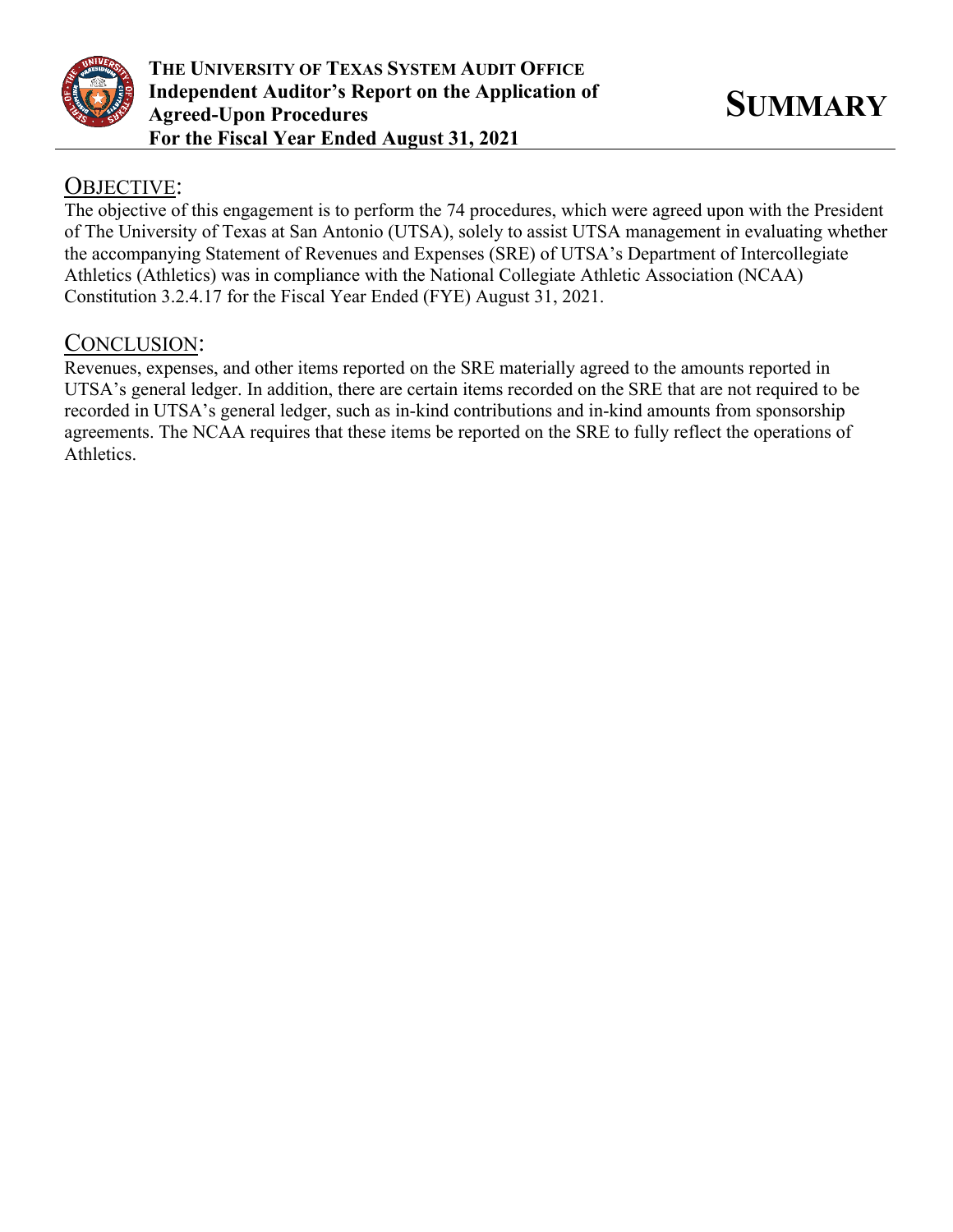**THE UNIVERSITY OF TEXAS SYSTEM AUDIT OFFICE**
**Independent Auditor's Report on the Application of Agreed-Upon Procedures**
**For the Fiscal Year Ended August 31, 2021**

# SUMMARY

## OBJECTIVE:

The objective of this engagement is to perform the 74 procedures, which were agreed upon with the President of The University of Texas at San Antonio (UTSA), solely to assist UTSA management in evaluating whether the accompanying Statement of Revenues and Expenses (SRE) of UTSA's Department of Intercollegiate Athletics (Athletics) was in compliance with the National Collegiate Athletic Association (NCAA) Constitution 3.2.4.17 for the Fiscal Year Ended (FYE) August 31, 2021.

## CONCLUSION:

Revenues, expenses, and other items reported on the SRE materially agreed to the amounts reported in UTSA's general ledger. In addition, there are certain items recorded on the SRE that are not required to be recorded in UTSA's general ledger, such as in-kind contributions and in-kind amounts from sponsorship agreements. The NCAA requires that these items be reported on the SRE to fully reflect the operations of Athletics.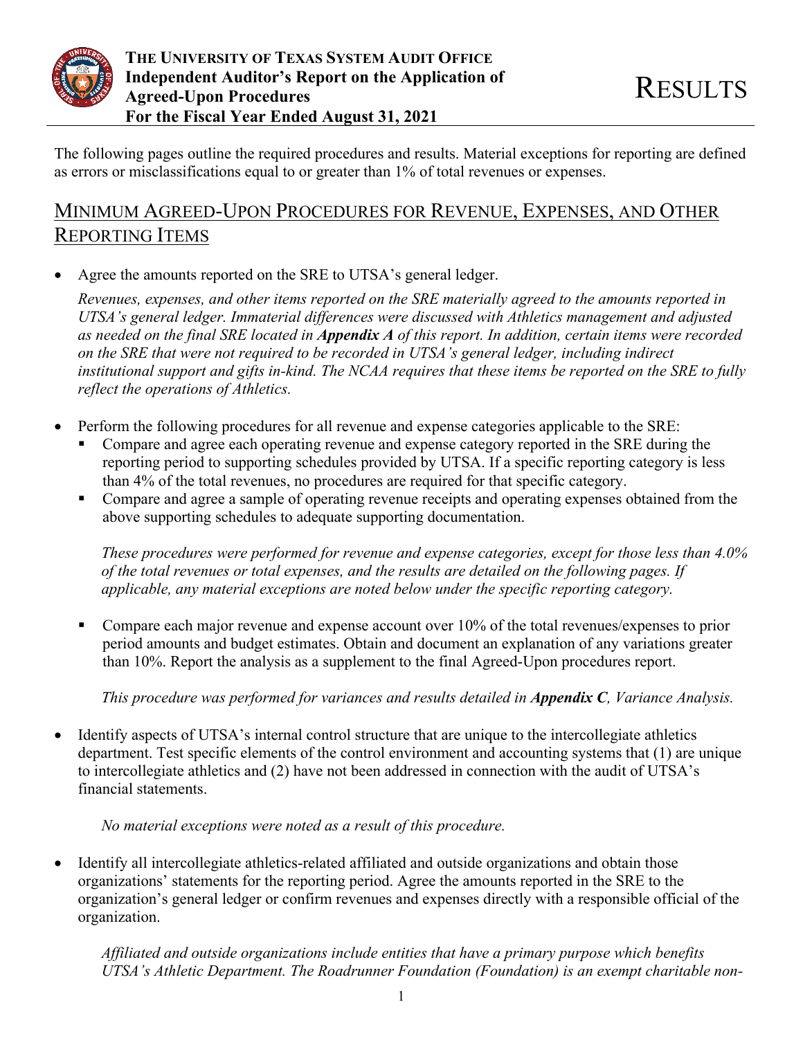The following pages outline the required procedures and results. Material exceptions for reporting are defined as errors or misclassifications equal to or greater than 1% of total revenues or expenses.

## Minimum Agreed-Upon Procedures for Revenue, Expenses, and Other Reporting Items

- Agree the amounts reported on the SRE to UTSA's general ledger.

  *Revenues, expenses, and other items reported on the SRE materially agreed to the amounts reported in UTSA's general ledger. Immaterial differences were discussed with Athletics management and adjusted as needed on the final SRE located in **Appendix A** of this report. In addition, certain items were recorded on the SRE that were not required to be recorded in UTSA's general ledger, including indirect institutional support and gifts in-kind. The NCAA requires that these items be reported on the SRE to fully reflect the operations of Athletics.*

- Perform the following procedures for all revenue and expense categories applicable to the SRE:
  - Compare and agree each operating revenue and expense category reported in the SRE during the reporting period to supporting schedules provided by UTSA. If a specific reporting category is less than 4% of the total revenues, no procedures are required for that specific category.
  - Compare and agree a sample of operating revenue receipts and operating expenses obtained from the above supporting schedules to adequate supporting documentation.

  *These procedures were performed for revenue and expense categories, except for those less than 4.0% of the total revenues or total expenses, and the results are detailed on the following pages. If applicable, any material exceptions are noted below under the specific reporting category.*

  - Compare each major revenue and expense account over 10% of the total revenues/expenses to prior period amounts and budget estimates. Obtain and document an explanation of any variations greater than 10%. Report the analysis as a supplement to the final Agreed-Upon procedures report.

  *This procedure was performed for variances and results detailed in **Appendix C**, Variance Analysis.*

- Identify aspects of UTSA's internal control structure that are unique to the intercollegiate athletics department. Test specific elements of the control environment and accounting systems that (1) are unique to intercollegiate athletics and (2) have not been addressed in connection with the audit of UTSA's financial statements.

  *No material exceptions were noted as a result of this procedure.*

- Identify all intercollegiate athletics-related affiliated and outside organizations and obtain those organizations' statements for the reporting period. Agree the amounts reported in the SRE to the organization's general ledger or confirm revenues and expenses directly with a responsible official of the organization.

  *Affiliated and outside organizations include entities that have a primary purpose which benefits UTSA's Athletic Department. The Roadrunner Foundation (Foundation) is an exempt charitable non-*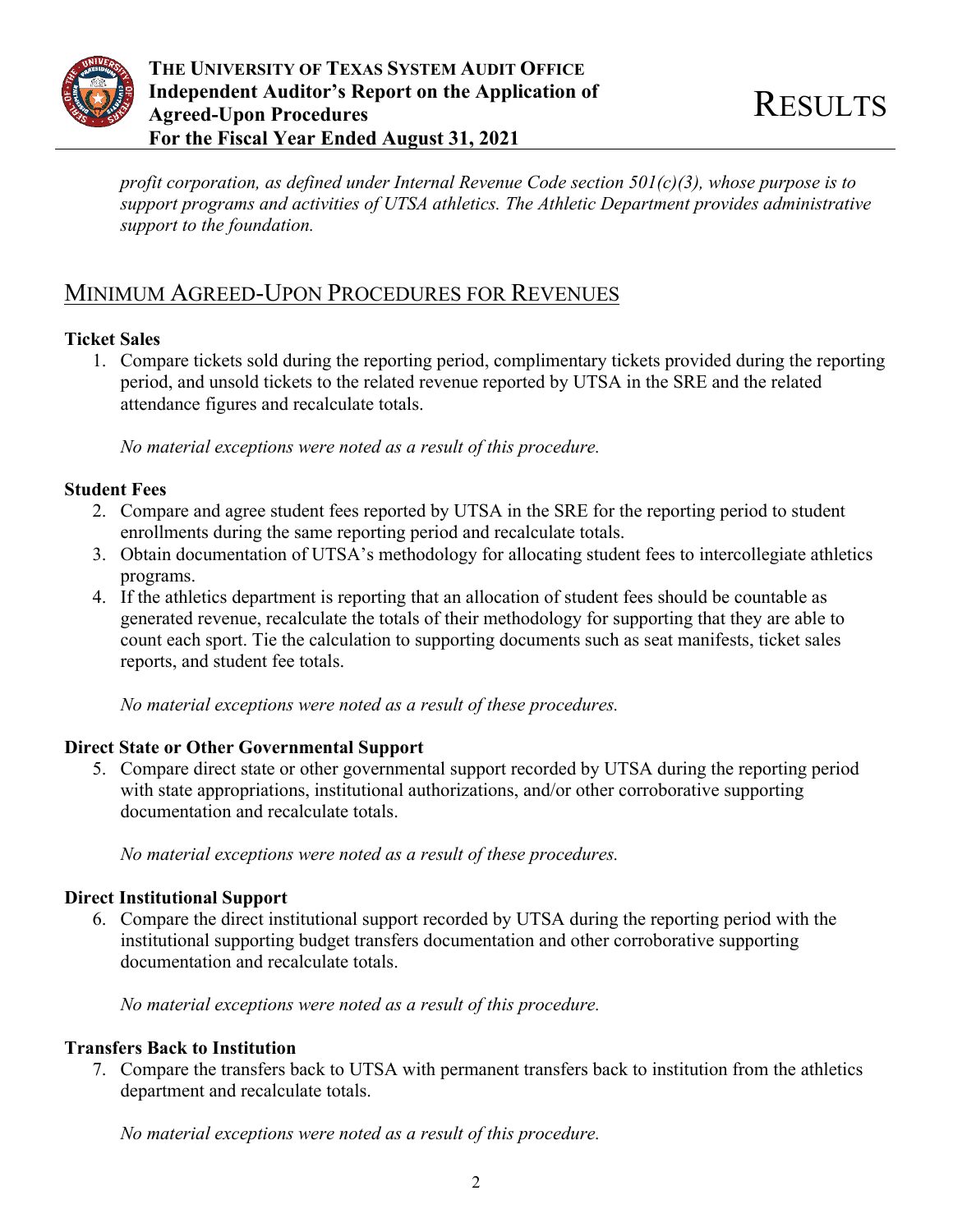*profit corporation, as defined under Internal Revenue Code section 501(c)(3), whose purpose is to support programs and activities of UTSA athletics. The Athletic Department provides administrative support to the foundation.*

## Minimum Agreed-Upon Procedures for Revenues

**Ticket Sales**

1. Compare tickets sold during the reporting period, complimentary tickets provided during the reporting period, and unsold tickets to the related revenue reported by UTSA in the SRE and the related attendance figures and recalculate totals.

   *No material exceptions were noted as a result of this procedure.*

**Student Fees**

2. Compare and agree student fees reported by UTSA in the SRE for the reporting period to student enrollments during the same reporting period and recalculate totals.
3. Obtain documentation of UTSA's methodology for allocating student fees to intercollegiate athletics programs.
4. If the athletics department is reporting that an allocation of student fees should be countable as generated revenue, recalculate the totals of their methodology for supporting that they are able to count each sport. Tie the calculation to supporting documents such as seat manifests, ticket sales reports, and student fee totals.

   *No material exceptions were noted as a result of these procedures.*

**Direct State or Other Governmental Support**

5. Compare direct state or other governmental support recorded by UTSA during the reporting period with state appropriations, institutional authorizations, and/or other corroborative supporting documentation and recalculate totals.

   *No material exceptions were noted as a result of these procedures.*

**Direct Institutional Support**

6. Compare the direct institutional support recorded by UTSA during the reporting period with the institutional supporting budget transfers documentation and other corroborative supporting documentation and recalculate totals.

   *No material exceptions were noted as a result of this procedure.*

**Transfers Back to Institution**

7. Compare the transfers back to UTSA with permanent transfers back to institution from the athletics department and recalculate totals.

   *No material exceptions were noted as a result of this procedure.*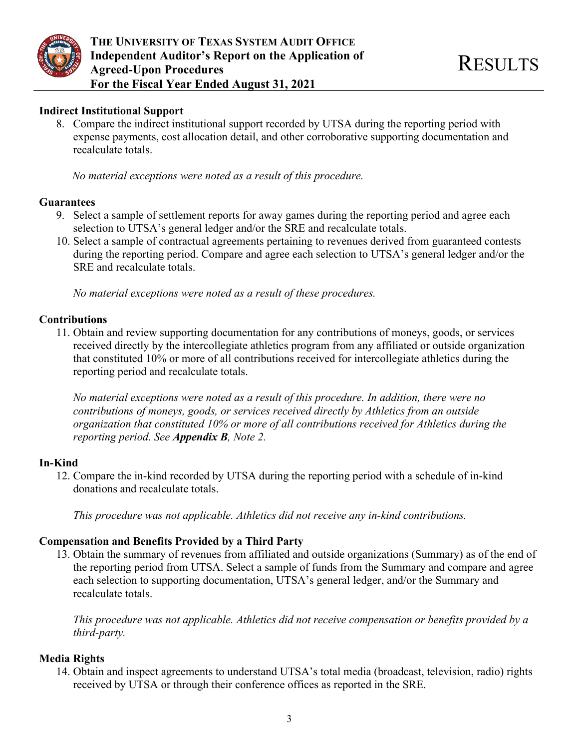**Indirect Institutional Support**

8. Compare the indirect institutional support recorded by UTSA during the reporting period with expense payments, cost allocation detail, and other corroborative supporting documentation and recalculate totals.

   *No material exceptions were noted as a result of this procedure.*

**Guarantees**

9. Select a sample of settlement reports for away games during the reporting period and agree each selection to UTSA's general ledger and/or the SRE and recalculate totals.
10. Select a sample of contractual agreements pertaining to revenues derived from guaranteed contests during the reporting period. Compare and agree each selection to UTSA's general ledger and/or the SRE and recalculate totals.

    *No material exceptions were noted as a result of these procedures.*

**Contributions**

11. Obtain and review supporting documentation for any contributions of moneys, goods, or services received directly by the intercollegiate athletics program from any affiliated or outside organization that constituted 10% or more of all contributions received for intercollegiate athletics during the reporting period and recalculate totals.

    *No material exceptions were noted as a result of this procedure. In addition, there were no contributions of moneys, goods, or services received directly by Athletics from an outside organization that constituted 10% or more of all contributions received for Athletics during the reporting period. See* ***Appendix B****, Note 2.*

**In-Kind**

12. Compare the in-kind recorded by UTSA during the reporting period with a schedule of in-kind donations and recalculate totals.

    *This procedure was not applicable. Athletics did not receive any in-kind contributions.*

**Compensation and Benefits Provided by a Third Party**

13. Obtain the summary of revenues from affiliated and outside organizations (Summary) as of the end of the reporting period from UTSA. Select a sample of funds from the Summary and compare and agree each selection to supporting documentation, UTSA's general ledger, and/or the Summary and recalculate totals.

    *This procedure was not applicable. Athletics did not receive compensation or benefits provided by a third-party.*

**Media Rights**

14. Obtain and inspect agreements to understand UTSA's total media (broadcast, television, radio) rights received by UTSA or through their conference offices as reported in the SRE.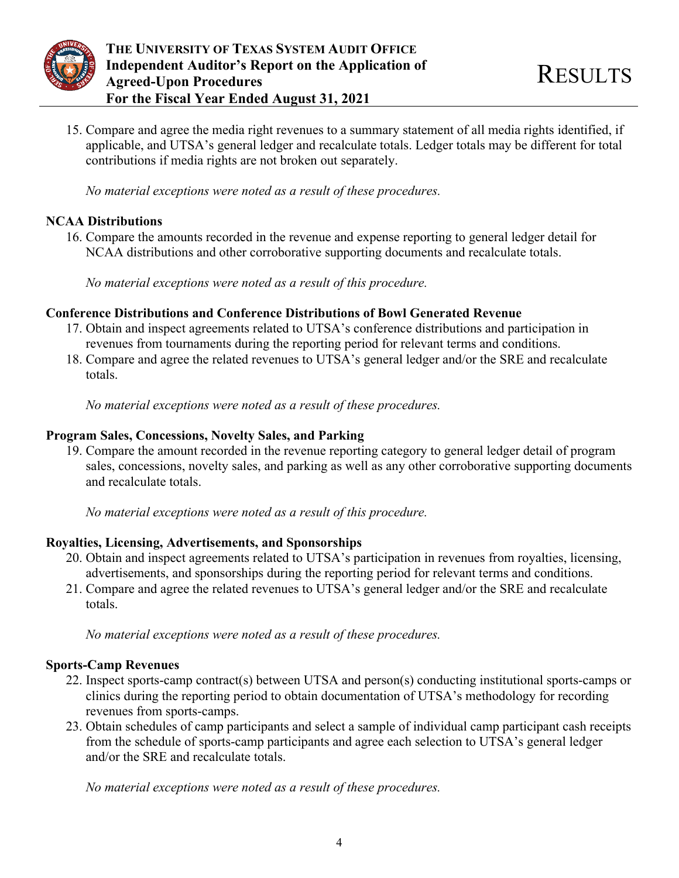15. Compare and agree the media right revenues to a summary statement of all media rights identified, if applicable, and UTSA's general ledger and recalculate totals. Ledger totals may be different for total contributions if media rights are not broken out separately.

*No material exceptions were noted as a result of these procedures.*

**NCAA Distributions**

16. Compare the amounts recorded in the revenue and expense reporting to general ledger detail for NCAA distributions and other corroborative supporting documents and recalculate totals.

*No material exceptions were noted as a result of this procedure.*

**Conference Distributions and Conference Distributions of Bowl Generated Revenue**

17. Obtain and inspect agreements related to UTSA's conference distributions and participation in revenues from tournaments during the reporting period for relevant terms and conditions.
18. Compare and agree the related revenues to UTSA's general ledger and/or the SRE and recalculate totals.

*No material exceptions were noted as a result of these procedures.*

**Program Sales, Concessions, Novelty Sales, and Parking**

19. Compare the amount recorded in the revenue reporting category to general ledger detail of program sales, concessions, novelty sales, and parking as well as any other corroborative supporting documents and recalculate totals.

*No material exceptions were noted as a result of this procedure.*

**Royalties, Licensing, Advertisements, and Sponsorships**

20. Obtain and inspect agreements related to UTSA's participation in revenues from royalties, licensing, advertisements, and sponsorships during the reporting period for relevant terms and conditions.
21. Compare and agree the related revenues to UTSA's general ledger and/or the SRE and recalculate totals.

*No material exceptions were noted as a result of these procedures.*

**Sports-Camp Revenues**

22. Inspect sports-camp contract(s) between UTSA and person(s) conducting institutional sports-camps or clinics during the reporting period to obtain documentation of UTSA's methodology for recording revenues from sports-camps.
23. Obtain schedules of camp participants and select a sample of individual camp participant cash receipts from the schedule of sports-camp participants and agree each selection to UTSA's general ledger and/or the SRE and recalculate totals.

*No material exceptions were noted as a result of these procedures.*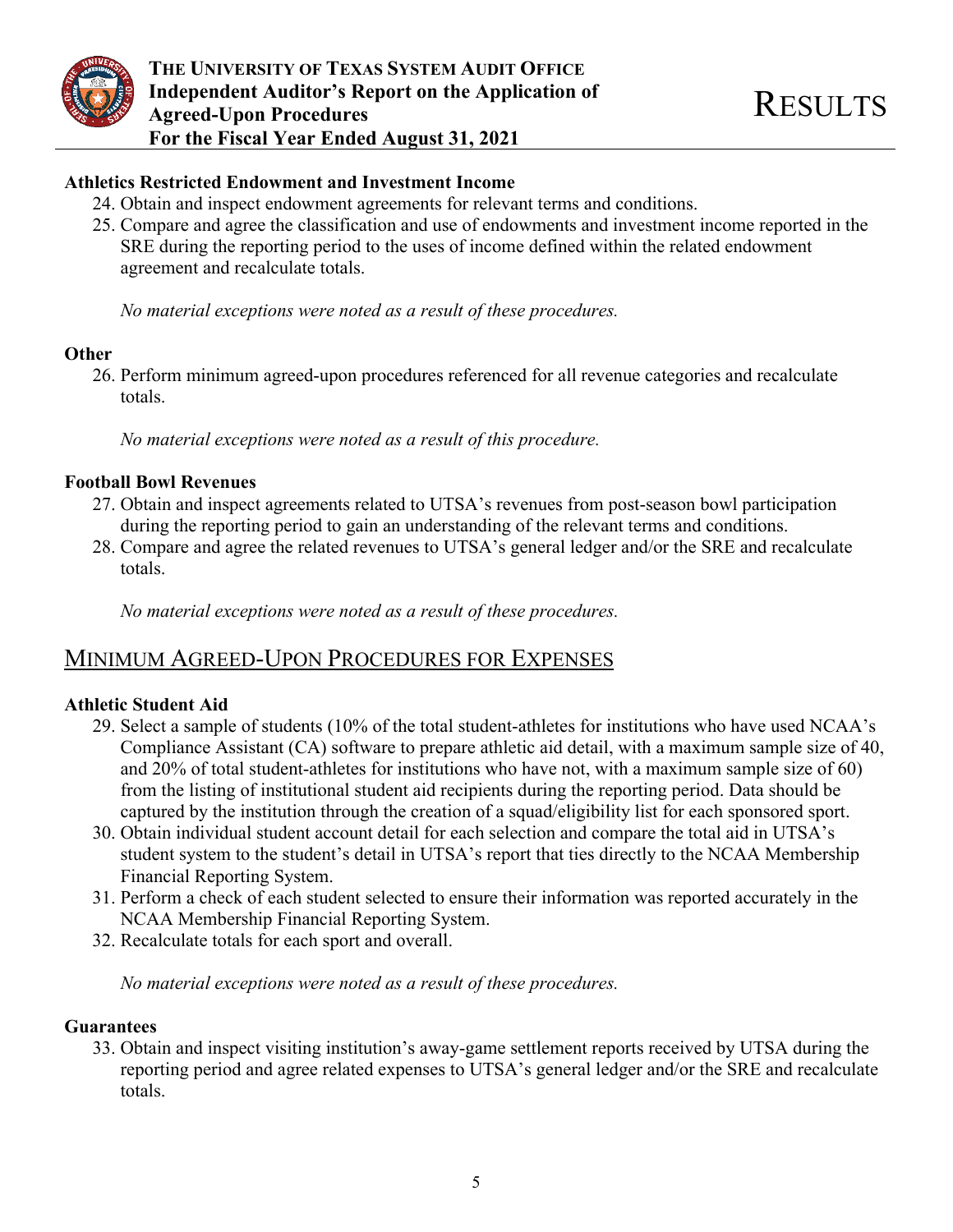### Athletics Restricted Endowment and Investment Income

24. Obtain and inspect endowment agreements for relevant terms and conditions.
25. Compare and agree the classification and use of endowments and investment income reported in the SRE during the reporting period to the uses of income defined within the related endowment agreement and recalculate totals.

*No material exceptions were noted as a result of these procedures.*

### Other

26. Perform minimum agreed-upon procedures referenced for all revenue categories and recalculate totals.

*No material exceptions were noted as a result of this procedure.*

### Football Bowl Revenues

27. Obtain and inspect agreements related to UTSA's revenues from post-season bowl participation during the reporting period to gain an understanding of the relevant terms and conditions.
28. Compare and agree the related revenues to UTSA's general ledger and/or the SRE and recalculate totals.

*No material exceptions were noted as a result of these procedures.*

## Minimum Agreed-Upon Procedures for Expenses

### Athletic Student Aid

29. Select a sample of students (10% of the total student-athletes for institutions who have used NCAA's Compliance Assistant (CA) software to prepare athletic aid detail, with a maximum sample size of 40, and 20% of total student-athletes for institutions who have not, with a maximum sample size of 60) from the listing of institutional student aid recipients during the reporting period. Data should be captured by the institution through the creation of a squad/eligibility list for each sponsored sport.
30. Obtain individual student account detail for each selection and compare the total aid in UTSA's student system to the student's detail in UTSA's report that ties directly to the NCAA Membership Financial Reporting System.
31. Perform a check of each student selected to ensure their information was reported accurately in the NCAA Membership Financial Reporting System.
32. Recalculate totals for each sport and overall.

*No material exceptions were noted as a result of these procedures.*

### Guarantees

33. Obtain and inspect visiting institution's away-game settlement reports received by UTSA during the reporting period and agree related expenses to UTSA's general ledger and/or the SRE and recalculate totals.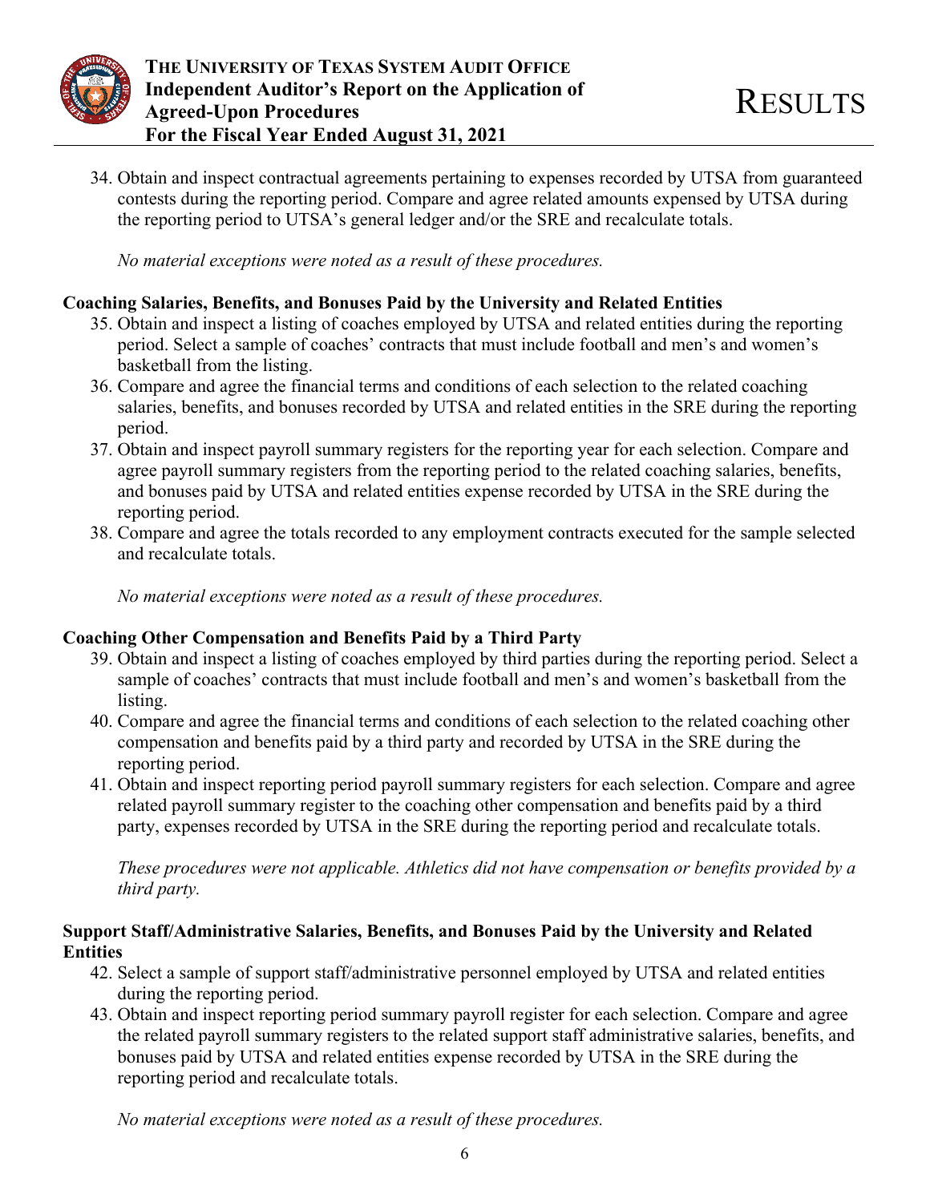34. Obtain and inspect contractual agreements pertaining to expenses recorded by UTSA from guaranteed contests during the reporting period. Compare and agree related amounts expensed by UTSA during the reporting period to UTSA's general ledger and/or the SRE and recalculate totals.

    *No material exceptions were noted as a result of these procedures.*

**Coaching Salaries, Benefits, and Bonuses Paid by the University and Related Entities**

35. Obtain and inspect a listing of coaches employed by UTSA and related entities during the reporting period. Select a sample of coaches' contracts that must include football and men's and women's basketball from the listing.
36. Compare and agree the financial terms and conditions of each selection to the related coaching salaries, benefits, and bonuses recorded by UTSA and related entities in the SRE during the reporting period.
37. Obtain and inspect payroll summary registers for the reporting year for each selection. Compare and agree payroll summary registers from the reporting period to the related coaching salaries, benefits, and bonuses paid by UTSA and related entities expense recorded by UTSA in the SRE during the reporting period.
38. Compare and agree the totals recorded to any employment contracts executed for the sample selected and recalculate totals.

    *No material exceptions were noted as a result of these procedures.*

**Coaching Other Compensation and Benefits Paid by a Third Party**

39. Obtain and inspect a listing of coaches employed by third parties during the reporting period. Select a sample of coaches' contracts that must include football and men's and women's basketball from the listing.
40. Compare and agree the financial terms and conditions of each selection to the related coaching other compensation and benefits paid by a third party and recorded by UTSA in the SRE during the reporting period.
41. Obtain and inspect reporting period payroll summary registers for each selection. Compare and agree related payroll summary register to the coaching other compensation and benefits paid by a third party, expenses recorded by UTSA in the SRE during the reporting period and recalculate totals.

    *These procedures were not applicable. Athletics did not have compensation or benefits provided by a third party.*

**Support Staff/Administrative Salaries, Benefits, and Bonuses Paid by the University and Related Entities**

42. Select a sample of support staff/administrative personnel employed by UTSA and related entities during the reporting period.
43. Obtain and inspect reporting period summary payroll register for each selection. Compare and agree the related payroll summary registers to the related support staff administrative salaries, benefits, and bonuses paid by UTSA and related entities expense recorded by UTSA in the SRE during the reporting period and recalculate totals.

    *No material exceptions were noted as a result of these procedures.*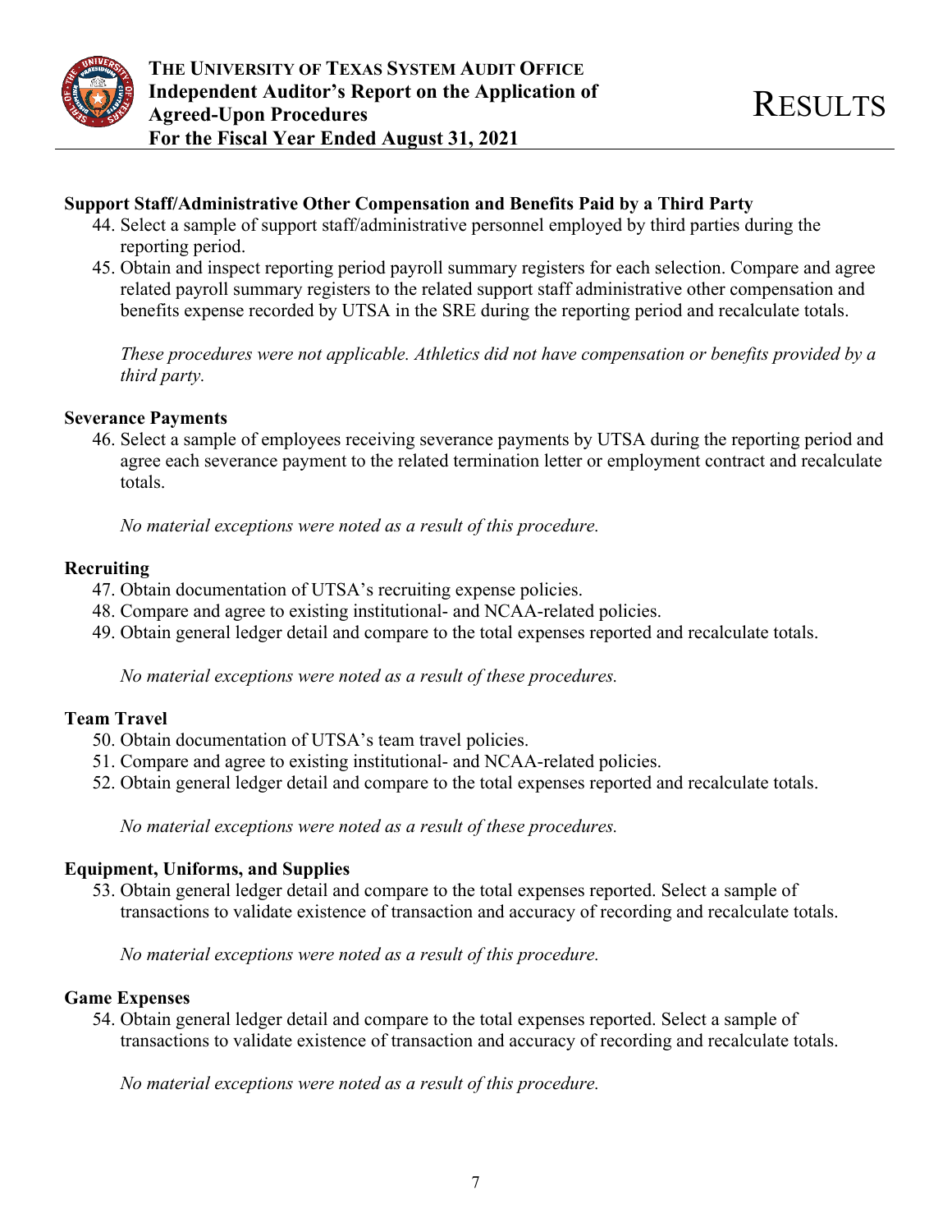**Support Staff/Administrative Other Compensation and Benefits Paid by a Third Party**

44. Select a sample of support staff/administrative personnel employed by third parties during the reporting period.
45. Obtain and inspect reporting period payroll summary registers for each selection. Compare and agree related payroll summary registers to the related support staff administrative other compensation and benefits expense recorded by UTSA in the SRE during the reporting period and recalculate totals.

*These procedures were not applicable. Athletics did not have compensation or benefits provided by a third party.*

**Severance Payments**

46. Select a sample of employees receiving severance payments by UTSA during the reporting period and agree each severance payment to the related termination letter or employment contract and recalculate totals.

*No material exceptions were noted as a result of this procedure.*

**Recruiting**

47. Obtain documentation of UTSA's recruiting expense policies.
48. Compare and agree to existing institutional- and NCAA-related policies.
49. Obtain general ledger detail and compare to the total expenses reported and recalculate totals.

*No material exceptions were noted as a result of these procedures.*

**Team Travel**

50. Obtain documentation of UTSA's team travel policies.
51. Compare and agree to existing institutional- and NCAA-related policies.
52. Obtain general ledger detail and compare to the total expenses reported and recalculate totals.

*No material exceptions were noted as a result of these procedures.*

**Equipment, Uniforms, and Supplies**

53. Obtain general ledger detail and compare to the total expenses reported. Select a sample of transactions to validate existence of transaction and accuracy of recording and recalculate totals.

*No material exceptions were noted as a result of this procedure.*

**Game Expenses**

54. Obtain general ledger detail and compare to the total expenses reported. Select a sample of transactions to validate existence of transaction and accuracy of recording and recalculate totals.

*No material exceptions were noted as a result of this procedure.*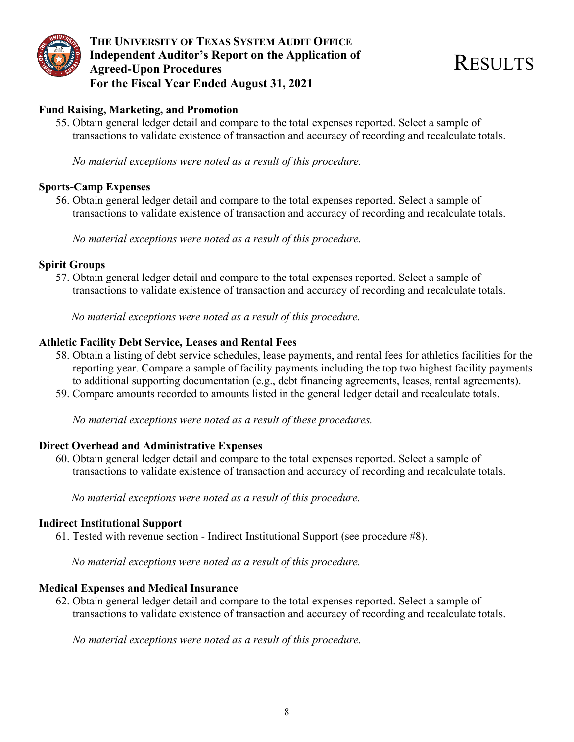**Fund Raising, Marketing, and Promotion**

55. Obtain general ledger detail and compare to the total expenses reported. Select a sample of transactions to validate existence of transaction and accuracy of recording and recalculate totals.

*No material exceptions were noted as a result of this procedure.*

**Sports-Camp Expenses**

56. Obtain general ledger detail and compare to the total expenses reported. Select a sample of transactions to validate existence of transaction and accuracy of recording and recalculate totals.

*No material exceptions were noted as a result of this procedure.*

**Spirit Groups**

57. Obtain general ledger detail and compare to the total expenses reported. Select a sample of transactions to validate existence of transaction and accuracy of recording and recalculate totals.

*No material exceptions were noted as a result of this procedure.*

**Athletic Facility Debt Service, Leases and Rental Fees**

58. Obtain a listing of debt service schedules, lease payments, and rental fees for athletics facilities for the reporting year. Compare a sample of facility payments including the top two highest facility payments to additional supporting documentation (e.g., debt financing agreements, leases, rental agreements).
59. Compare amounts recorded to amounts listed in the general ledger detail and recalculate totals.

*No material exceptions were noted as a result of these procedures.*

**Direct Overhead and Administrative Expenses**

60. Obtain general ledger detail and compare to the total expenses reported. Select a sample of transactions to validate existence of transaction and accuracy of recording and recalculate totals.

*No material exceptions were noted as a result of this procedure.*

**Indirect Institutional Support**

61. Tested with revenue section - Indirect Institutional Support (see procedure #8).

*No material exceptions were noted as a result of this procedure.*

**Medical Expenses and Medical Insurance**

62. Obtain general ledger detail and compare to the total expenses reported. Select a sample of transactions to validate existence of transaction and accuracy of recording and recalculate totals.

*No material exceptions were noted as a result of this procedure.*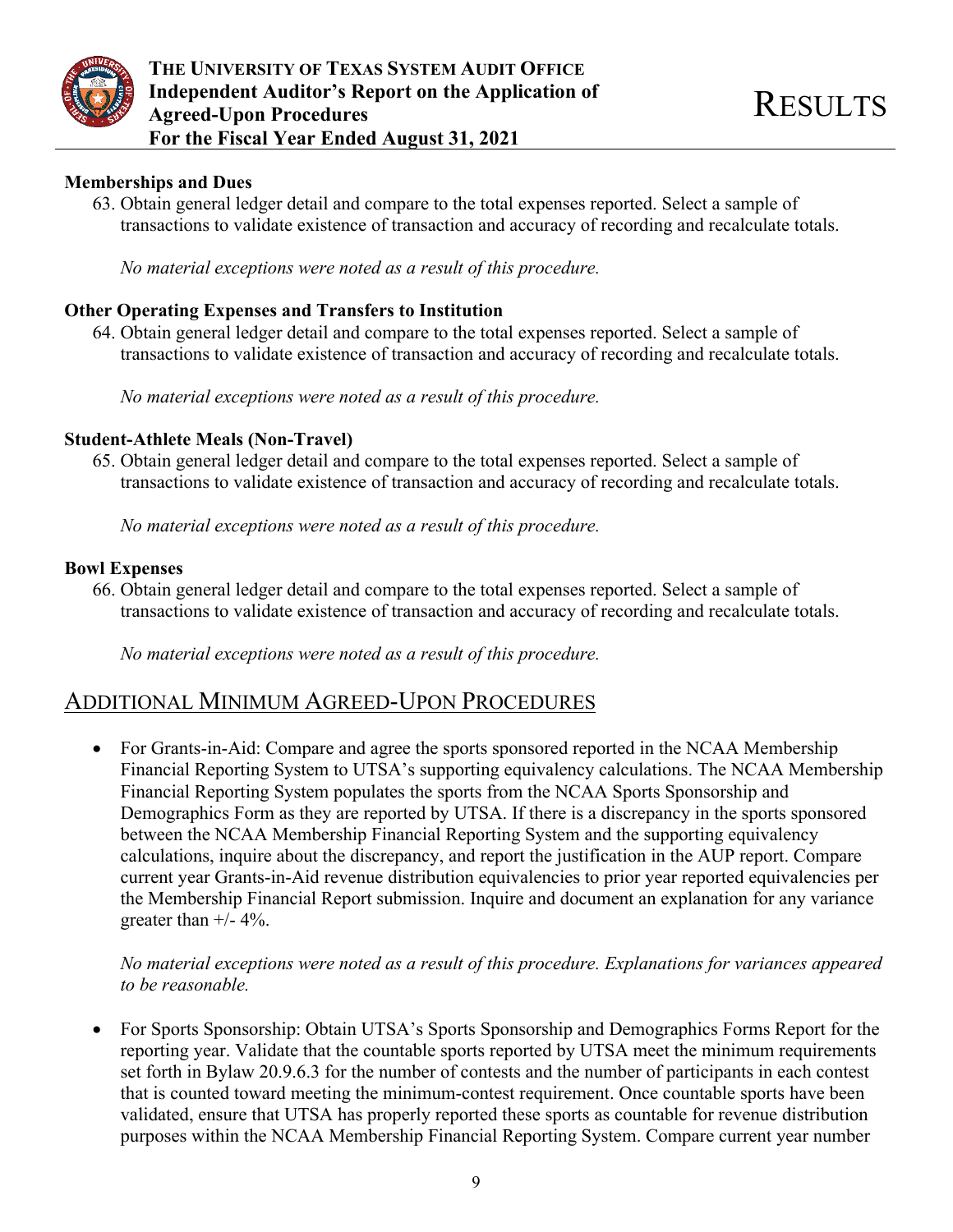**Memberships and Dues**

63. Obtain general ledger detail and compare to the total expenses reported. Select a sample of transactions to validate existence of transaction and accuracy of recording and recalculate totals.

    *No material exceptions were noted as a result of this procedure.*

**Other Operating Expenses and Transfers to Institution**

64. Obtain general ledger detail and compare to the total expenses reported. Select a sample of transactions to validate existence of transaction and accuracy of recording and recalculate totals.

    *No material exceptions were noted as a result of this procedure.*

**Student-Athlete Meals (Non-Travel)**

65. Obtain general ledger detail and compare to the total expenses reported. Select a sample of transactions to validate existence of transaction and accuracy of recording and recalculate totals.

    *No material exceptions were noted as a result of this procedure.*

**Bowl Expenses**

66. Obtain general ledger detail and compare to the total expenses reported. Select a sample of transactions to validate existence of transaction and accuracy of recording and recalculate totals.

    *No material exceptions were noted as a result of this procedure.*

## Additional Minimum Agreed-Upon Procedures

- For Grants-in-Aid: Compare and agree the sports sponsored reported in the NCAA Membership Financial Reporting System to UTSA's supporting equivalency calculations. The NCAA Membership Financial Reporting System populates the sports from the NCAA Sports Sponsorship and Demographics Form as they are reported by UTSA. If there is a discrepancy in the sports sponsored between the NCAA Membership Financial Reporting System and the supporting equivalency calculations, inquire about the discrepancy, and report the justification in the AUP report. Compare current year Grants-in-Aid revenue distribution equivalencies to prior year reported equivalencies per the Membership Financial Report submission. Inquire and document an explanation for any variance greater than +/- 4%.

  *No material exceptions were noted as a result of this procedure. Explanations for variances appeared to be reasonable.*

- For Sports Sponsorship: Obtain UTSA's Sports Sponsorship and Demographics Forms Report for the reporting year. Validate that the countable sports reported by UTSA meet the minimum requirements set forth in Bylaw 20.9.6.3 for the number of contests and the number of participants in each contest that is counted toward meeting the minimum-contest requirement. Once countable sports have been validated, ensure that UTSA has properly reported these sports as countable for revenue distribution purposes within the NCAA Membership Financial Reporting System. Compare current year number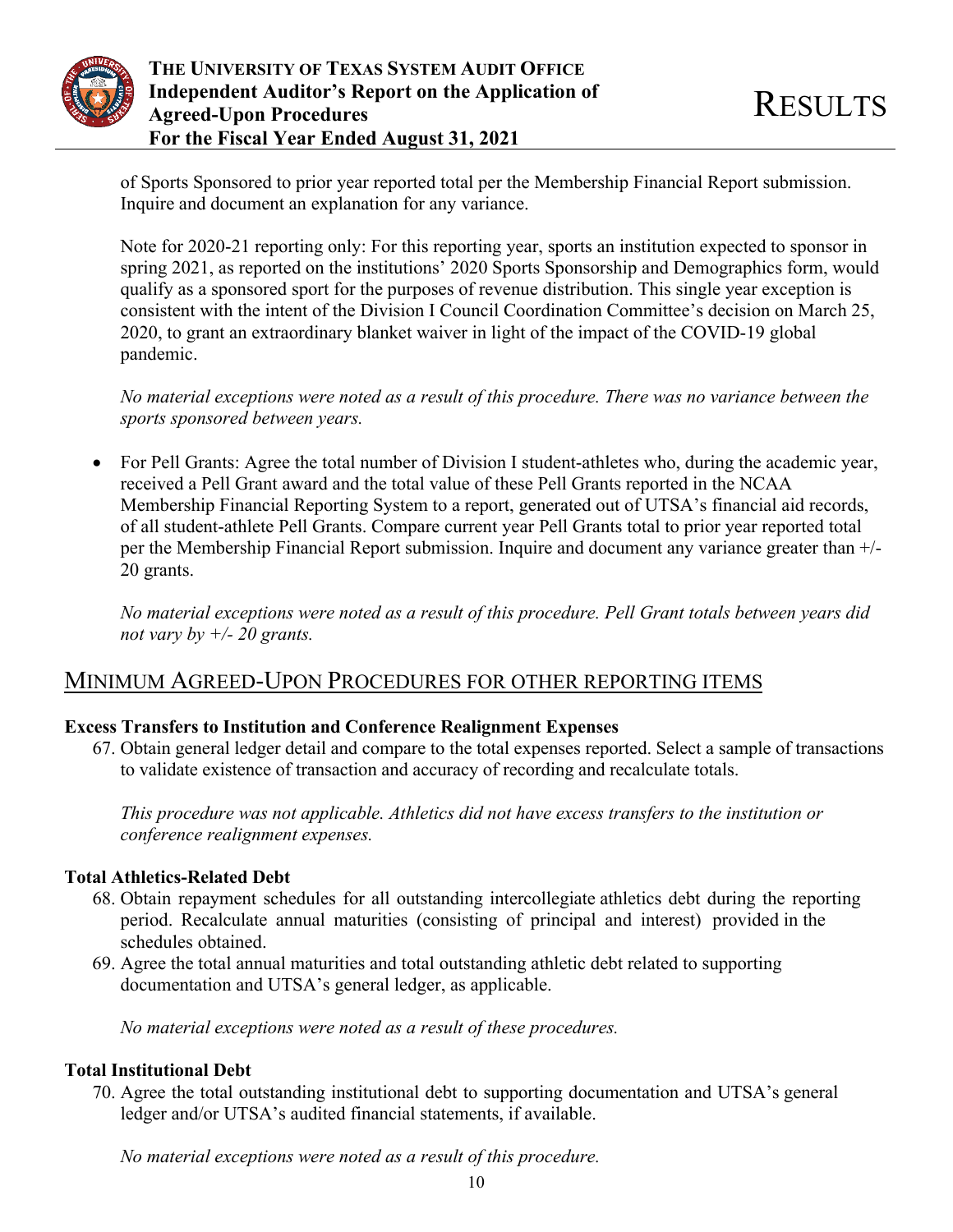of Sports Sponsored to prior year reported total per the Membership Financial Report submission. Inquire and document an explanation for any variance.

Note for 2020-21 reporting only: For this reporting year, sports an institution expected to sponsor in spring 2021, as reported on the institutions' 2020 Sports Sponsorship and Demographics form, would qualify as a sponsored sport for the purposes of revenue distribution. This single year exception is consistent with the intent of the Division I Council Coordination Committee's decision on March 25, 2020, to grant an extraordinary blanket waiver in light of the impact of the COVID-19 global pandemic.

*No material exceptions were noted as a result of this procedure. There was no variance between the sports sponsored between years.*

- For Pell Grants: Agree the total number of Division I student-athletes who, during the academic year, received a Pell Grant award and the total value of these Pell Grants reported in the NCAA Membership Financial Reporting System to a report, generated out of UTSA's financial aid records, of all student-athlete Pell Grants. Compare current year Pell Grants total to prior year reported total per the Membership Financial Report submission. Inquire and document any variance greater than +/- 20 grants.

  *No material exceptions were noted as a result of this procedure. Pell Grant totals between years did not vary by +/- 20 grants.*

## MINIMUM AGREED-UPON PROCEDURES FOR OTHER REPORTING ITEMS

**Excess Transfers to Institution and Conference Realignment Expenses**

67. Obtain general ledger detail and compare to the total expenses reported. Select a sample of transactions to validate existence of transaction and accuracy of recording and recalculate totals.

    *This procedure was not applicable. Athletics did not have excess transfers to the institution or conference realignment expenses.*

**Total Athletics-Related Debt**

68. Obtain repayment schedules for all outstanding intercollegiate athletics debt during the reporting period. Recalculate annual maturities (consisting of principal and interest) provided in the schedules obtained.
69. Agree the total annual maturities and total outstanding athletic debt related to supporting documentation and UTSA's general ledger, as applicable.

    *No material exceptions were noted as a result of these procedures.*

**Total Institutional Debt**

70. Agree the total outstanding institutional debt to supporting documentation and UTSA's general ledger and/or UTSA's audited financial statements, if available.

    *No material exceptions were noted as a result of this procedure.*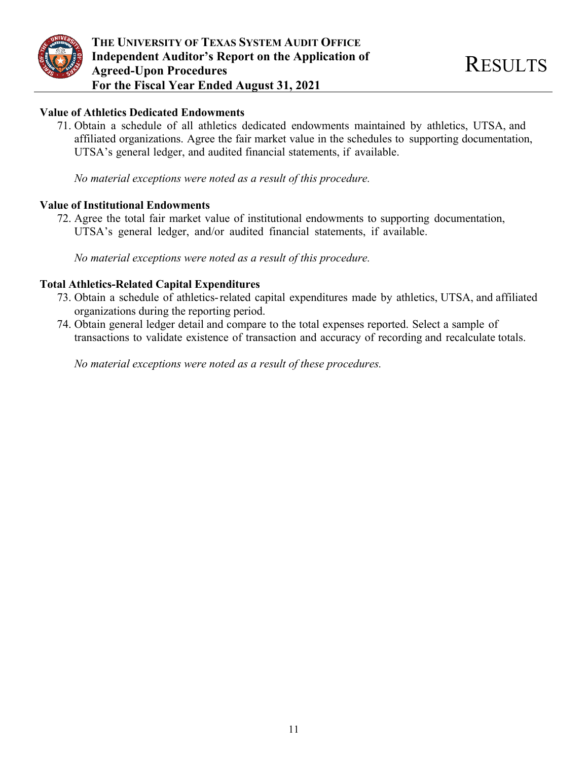**Value of Athletics Dedicated Endowments**

71. Obtain a schedule of all athletics dedicated endowments maintained by athletics, UTSA, and affiliated organizations. Agree the fair market value in the schedules to supporting documentation, UTSA's general ledger, and audited financial statements, if available.

*No material exceptions were noted as a result of this procedure.*

**Value of Institutional Endowments**

72. Agree the total fair market value of institutional endowments to supporting documentation, UTSA's general ledger, and/or audited financial statements, if available.

*No material exceptions were noted as a result of this procedure.*

**Total Athletics-Related Capital Expenditures**

73. Obtain a schedule of athletics-related capital expenditures made by athletics, UTSA, and affiliated organizations during the reporting period.
74. Obtain general ledger detail and compare to the total expenses reported. Select a sample of transactions to validate existence of transaction and accuracy of recording and recalculate totals.

*No material exceptions were noted as a result of these procedures.*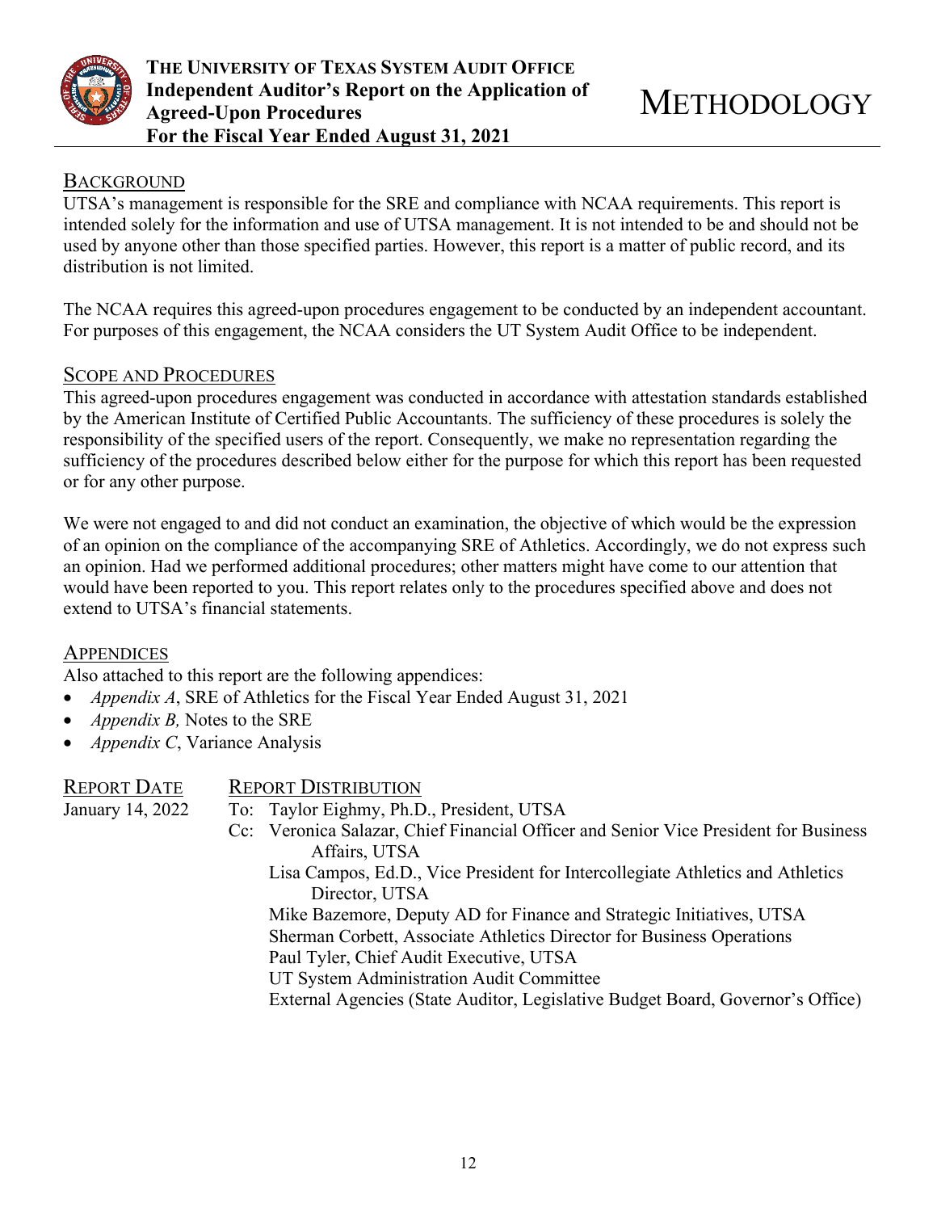**THE UNIVERSITY OF TEXAS SYSTEM AUDIT OFFICE**
**Independent Auditor's Report on the Application of Agreed-Upon Procedures**
**For the Fiscal Year Ended August 31, 2021**

# METHODOLOGY

## BACKGROUND

UTSA's management is responsible for the SRE and compliance with NCAA requirements. This report is intended solely for the information and use of UTSA management. It is not intended to be and should not be used by anyone other than those specified parties. However, this report is a matter of public record, and its distribution is not limited.

The NCAA requires this agreed-upon procedures engagement to be conducted by an independent accountant. For purposes of this engagement, the NCAA considers the UT System Audit Office to be independent.

## SCOPE AND PROCEDURES

This agreed-upon procedures engagement was conducted in accordance with attestation standards established by the American Institute of Certified Public Accountants. The sufficiency of these procedures is solely the responsibility of the specified users of the report. Consequently, we make no representation regarding the sufficiency of the procedures described below either for the purpose for which this report has been requested or for any other purpose.

We were not engaged to and did not conduct an examination, the objective of which would be the expression of an opinion on the compliance of the accompanying SRE of Athletics. Accordingly, we do not express such an opinion. Had we performed additional procedures; other matters might have come to our attention that would have been reported to you. This report relates only to the procedures specified above and does not extend to UTSA's financial statements.

## APPENDICES

Also attached to this report are the following appendices:

- *Appendix A*, SRE of Athletics for the Fiscal Year Ended August 31, 2021
- *Appendix B,* Notes to the SRE
- *Appendix C*, Variance Analysis

## REPORT DATE

January 14, 2022

## REPORT DISTRIBUTION

To: Taylor Eighmy, Ph.D., President, UTSA

Cc: Veronica Salazar, Chief Financial Officer and Senior Vice President for Business Affairs, UTSA
Lisa Campos, Ed.D., Vice President for Intercollegiate Athletics and Athletics Director, UTSA
Mike Bazemore, Deputy AD for Finance and Strategic Initiatives, UTSA
Sherman Corbett, Associate Athletics Director for Business Operations
Paul Tyler, Chief Audit Executive, UTSA
UT System Administration Audit Committee
External Agencies (State Auditor, Legislative Budget Board, Governor's Office)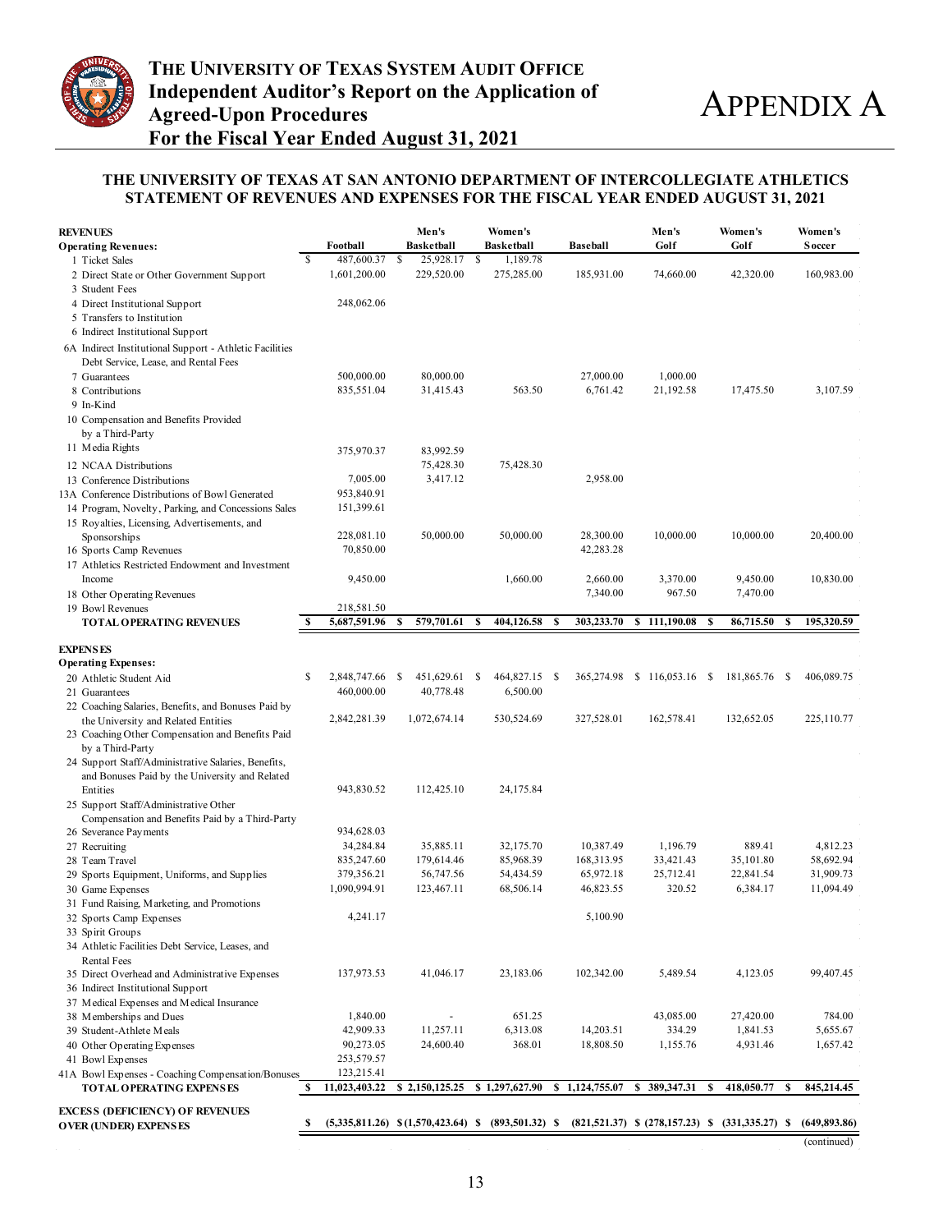# THE UNIVERSITY OF TEXAS SYSTEM AUDIT OFFICE
## Independent Auditor's Report on the Application of Agreed-Upon Procedures
## For the Fiscal Year Ended August 31, 2021

# APPENDIX A

### THE UNIVERSITY OF TEXAS AT SAN ANTONIO DEPARTMENT OF INTERCOLLEGIATE ATHLETICS STATEMENT OF REVENUES AND EXPENSES FOR THE FISCAL YEAR ENDED AUGUST 31, 2021

| REVENUES<br>Operating Revenues: | Football | Men's Basketball | Women's Basketball | Baseball | Men's Golf | Women's Golf | Women's Soccer |
|---|---|---|---|---|---|---|---|
| 1 Ticket Sales | $ 487,600.37 | $ 25,928.17 | $ 1,189.78 | | | | |
| 2 Direct State or Other Government Support | 1,601,200.00 | 229,520.00 | 275,285.00 | 185,931.00 | 74,660.00 | 42,320.00 | 160,983.00 |
| 3 Student Fees | | | | | | | |
| 4 Direct Institutional Support | 248,062.06 | | | | | | |
| 5 Transfers to Institution | | | | | | | |
| 6 Indirect Institutional Support | | | | | | | |
| 6A Indirect Institutional Support - Athletic Facilities Debt Service, Lease, and Rental Fees | | | | | | | |
| 7 Guarantees | 500,000.00 | 80,000.00 | | 27,000.00 | 1,000.00 | | |
| 8 Contributions | 835,551.04 | 31,415.43 | 563.50 | 6,761.42 | 21,192.58 | 17,475.50 | 3,107.59 |
| 9 In-Kind | | | | | | | |
| 10 Compensation and Benefits Provided by a Third-Party | | | | | | | |
| 11 Media Rights | 375,970.37 | 83,992.59 | | | | | |
| 12 NCAA Distributions | | 75,428.30 | 75,428.30 | | | | |
| 13 Conference Distributions | 7,005.00 | 3,417.12 | | 2,958.00 | | | |
| 13A Conference Distributions of Bowl Generated | 953,840.91 | | | | | | |
| 14 Program, Novelty, Parking, and Concessions Sales | 151,399.61 | | | | | | |
| 15 Royalties, Licensing, Advertisements, and Sponsorships | 228,081.10 | 50,000.00 | 50,000.00 | 28,300.00 | 10,000.00 | 10,000.00 | 20,400.00 |
| 16 Sports Camp Revenues | 70,850.00 | | | 42,283.28 | | | |
| 17 Athletics Restricted Endowment and Investment Income | 9,450.00 | | 1,660.00 | 2,660.00 | 3,370.00 | 9,450.00 | 10,830.00 |
| 18 Other Operating Revenues | | | | 7,340.00 | 967.50 | 7,470.00 | |
| 19 Bowl Revenues | 218,581.50 | | | | | | |
| **TOTAL OPERATING REVENUES** | **$ 5,687,591.96** | **$ 579,701.61** | **$ 404,126.58** | **$ 303,233.70** | **$ 111,190.08** | **$ 86,715.50** | **$ 195,320.59** |
| **EXPENSES**<br>**Operating Expenses:** | | | | | | | |
| 20 Athletic Student Aid | $ 2,848,747.66 | $ 451,629.61 | $ 464,827.15 | $ 365,274.98 | $ 116,053.16 | $ 181,865.76 | $ 406,089.75 |
| 21 Guarantees | 460,000.00 | 40,778.48 | 6,500.00 | | | | |
| 22 Coaching Salaries, Benefits, and Bonuses Paid by the University and Related Entities | 2,842,281.39 | 1,072,674.14 | 530,524.69 | 327,528.01 | 162,578.41 | 132,652.05 | 225,110.77 |
| 23 Coaching Other Compensation and Benefits Paid by a Third-Party | | | | | | | |
| 24 Support Staff/Administrative Salaries, Benefits, and Bonuses Paid by the University and Related Entities | 943,830.52 | 112,425.10 | 24,175.84 | | | | |
| 25 Support Staff/Administrative Other Compensation and Benefits Paid by a Third-Party | | | | | | | |
| 26 Severance Payments | 934,628.03 | | | | | | |
| 27 Recruiting | 34,284.84 | 35,885.11 | 32,175.70 | 10,387.49 | 1,196.79 | 889.41 | 4,812.23 |
| 28 Team Travel | 835,247.60 | 179,614.46 | 85,968.39 | 168,313.95 | 33,421.43 | 35,101.80 | 58,692.94 |
| 29 Sports Equipment, Uniforms, and Supplies | 379,356.21 | 56,747.56 | 54,434.59 | 65,972.18 | 25,712.41 | 22,841.54 | 31,909.73 |
| 30 Game Expenses | 1,090,994.91 | 123,467.11 | 68,506.14 | 46,823.55 | 320.52 | 6,384.17 | 11,094.49 |
| 31 Fund Raising, Marketing, and Promotions | | | | | | | |
| 32 Sports Camp Expenses | 4,241.17 | | | 5,100.90 | | | |
| 33 Spirit Groups | | | | | | | |
| 34 Athletic Facilities Debt Service, Leases, and Rental Fees | | | | | | | |
| 35 Direct Overhead and Administrative Expenses | 137,973.53 | 41,046.17 | 23,183.06 | 102,342.00 | 5,489.54 | 4,123.05 | 99,407.45 |
| 36 Indirect Institutional Support | | | | | | | |
| 37 Medical Expenses and Medical Insurance | | | | | | | |
| 38 Memberships and Dues | 1,840.00 | - | 651.25 | | 43,085.00 | 27,420.00 | 784.00 |
| 39 Student-Athlete Meals | 42,909.33 | 11,257.11 | 6,313.08 | 14,203.51 | 334.29 | 1,841.53 | 5,655.67 |
| 40 Other Operating Expenses | 90,273.05 | 24,600.40 | 368.01 | 18,808.50 | 1,155.76 | 4,931.46 | 1,657.42 |
| 41 Bowl Expenses | 253,579.57 | | | | | | |
| 41A Bowl Expenses - Coaching Compensation/Bonuses | 123,215.41 | | | | | | |
| **TOTAL OPERATING EXPENSES** | **$ 11,023,403.22** | **$ 2,150,125.25** | **$ 1,297,627.90** | **$ 1,124,755.07** | **$ 389,347.31** | **$ 418,050.77** | **$ 845,214.45** |
| **EXCESS (DEFICIENCY) OF REVENUES OVER (UNDER) EXPENSES** | **$ (5,335,811.26)** | **$ (1,570,423.64)** | **$ (893,501.32)** | **$ (821,521.37)** | **$ (278,157.23)** | **$ (331,335.27)** | **$ (649,893.86)** |

(continued)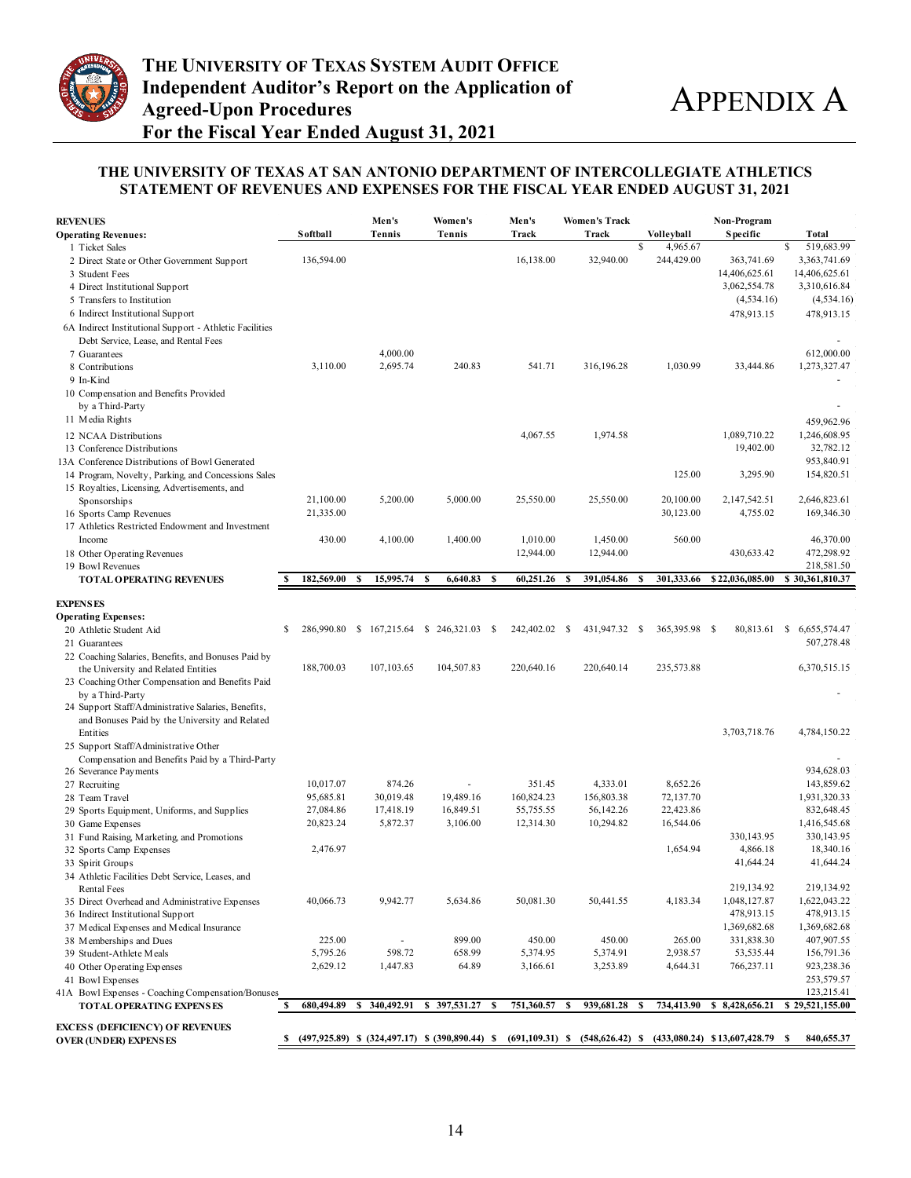# THE UNIVERSITY OF TEXAS SYSTEM AUDIT OFFICE
## Independent Auditor's Report on the Application of Agreed-Upon Procedures
## For the Fiscal Year Ended August 31, 2021

# APPENDIX A

### THE UNIVERSITY OF TEXAS AT SAN ANTONIO DEPARTMENT OF INTERCOLLEGIATE ATHLETICS STATEMENT OF REVENUES AND EXPENSES FOR THE FISCAL YEAR ENDED AUGUST 31, 2021

| REVENUES | Softball | Men's Tennis | Women's Tennis | Men's Track | Women's Track Track | Volleyball | Non-Program Specific | Total |
|---|---|---|---|---|---|---|---|---|
| **Operating Revenues:** | | | | | | | | |
| 1 Ticket Sales | | | | | | $ 4,965.67 | | $ 519,683.99 |
| 2 Direct State or Other Government Support | 136,594.00 | | | 16,138.00 | 32,940.00 | 244,429.00 | 363,741.69 | 3,363,741.69 |
| 3 Student Fees | | | | | | | 14,406,625.61 | 14,406,625.61 |
| 4 Direct Institutional Support | | | | | | | 3,062,554.78 | 3,310,616.84 |
| 5 Transfers to Institution | | | | | | | (4,534.16) | (4,534.16) |
| 6 Indirect Institutional Support | | | | | | | 478,913.15 | 478,913.15 |
| 6A Indirect Institutional Support - Athletic Facilities Debt Service, Lease, and Rental Fees | | | | | | | | - |
| 7 Guarantees | | 4,000.00 | | | | | | 612,000.00 |
| 8 Contributions | 3,110.00 | 2,695.74 | 240.83 | 541.71 | 316,196.28 | 1,030.99 | 33,444.86 | 1,273,327.47 |
| 9 In-Kind | | | | | | | | - |
| 10 Compensation and Benefits Provided by a Third-Party | | | | | | | | - |
| 11 Media Rights | | | | | | | | 459,962.96 |
| 12 NCAA Distributions | | | | 4,067.55 | 1,974.58 | | 1,089,710.22 | 1,246,608.95 |
| 13 Conference Distributions | | | | | | | 19,402.00 | 32,782.12 |
| 13A Conference Distributions of Bowl Generated | | | | | | | | 953,840.91 |
| 14 Program, Novelty, Parking, and Concessions Sales | | | | | | 125.00 | 3,295.90 | 154,820.51 |
| 15 Royalties, Licensing, Advertisements, and Sponsorships | 21,100.00 | 5,200.00 | 5,000.00 | 25,550.00 | 25,550.00 | 20,100.00 | 2,147,542.51 | 2,646,823.61 |
| 16 Sports Camp Revenues | 21,335.00 | | | | | 30,123.00 | 4,755.02 | 169,346.30 |
| 17 Athletics Restricted Endowment and Investment Income | 430.00 | 4,100.00 | 1,400.00 | 1,010.00 | 1,450.00 | 560.00 | | 46,370.00 |
| 18 Other Operating Revenues | | | | 12,944.00 | 12,944.00 | | 430,633.42 | 472,298.92 |
| 19 Bowl Revenues | | | | | | | | 218,581.50 |
| **TOTAL OPERATING REVENUES** | **$ 182,569.00** | **$ 15,995.74** | **$ 6,640.83** | **$ 60,251.26** | **$ 391,054.86** | **$ 301,333.66** | **$ 22,036,085.00** | **$ 30,361,810.37** |
| **EXPENSES** | | | | | | | | |
| **Operating Expenses:** | | | | | | | | |
| 20 Athletic Student Aid | $ 286,990.80 | $ 167,215.64 | $ 246,321.03 | $ 242,402.02 | $ 431,947.32 | $ 365,395.98 | $ 80,813.61 | $ 6,655,574.47 |
| 21 Guarantees | | | | | | | | 507,278.48 |
| 22 Coaching Salaries, Benefits, and Bonuses Paid by the University and Related Entities | 188,700.03 | 107,103.65 | 104,507.83 | 220,640.16 | 220,640.14 | 235,573.88 | | 6,370,515.15 |
| 23 Coaching Other Compensation and Benefits Paid by a Third-Party | | | | | | | | - |
| 24 Support Staff/Administrative Salaries, Benefits, and Bonuses Paid by the University and Related Entities | | | | | | | 3,703,718.76 | 4,784,150.22 |
| 25 Support Staff/Administrative Other Compensation and Benefits Paid by a Third-Party | | | | | | | | - |
| 26 Severance Payments | | | | | | | | 934,628.03 |
| 27 Recruiting | 10,017.07 | 874.26 | - | 351.45 | 4,333.01 | 8,652.26 | | 143,859.62 |
| 28 Team Travel | 95,685.81 | 30,019.48 | 19,489.16 | 160,824.23 | 156,803.38 | 72,137.70 | | 1,931,320.33 |
| 29 Sports Equipment, Uniforms, and Supplies | 27,084.86 | 17,418.19 | 16,849.51 | 55,755.55 | 56,142.26 | 22,423.86 | | 832,648.45 |
| 30 Game Expenses | 20,823.24 | 5,872.37 | 3,106.00 | 12,314.30 | 10,294.82 | 16,544.06 | | 1,416,545.68 |
| 31 Fund Raising, Marketing, and Promotions | | | | | | | 330,143.95 | 330,143.95 |
| 32 Sports Camp Expenses | 2,476.97 | | | | | 1,654.94 | 4,866.18 | 18,340.16 |
| 33 Spirit Groups | | | | | | | 41,644.24 | 41,644.24 |
| 34 Athletic Facilities Debt Service, Leases, and Rental Fees | | | | | | | 219,134.92 | 219,134.92 |
| 35 Direct Overhead and Administrative Expenses | 40,066.73 | 9,942.77 | 5,634.86 | 50,081.30 | 50,441.55 | 4,183.34 | 1,048,127.87 | 1,622,043.22 |
| 36 Indirect Institutional Support | | | | | | | 478,913.15 | 478,913.15 |
| 37 Medical Expenses and Medical Insurance | | | | | | | 1,369,682.68 | 1,369,682.68 |
| 38 Memberships and Dues | 225.00 | - | 899.00 | 450.00 | 450.00 | 265.00 | 331,838.30 | 407,907.55 |
| 39 Student-Athlete Meals | 5,795.26 | 598.72 | 658.99 | 5,374.95 | 5,374.91 | 2,938.57 | 53,535.44 | 156,791.36 |
| 40 Other Operating Expenses | 2,629.12 | 1,447.83 | 64.89 | 3,166.61 | 3,253.89 | 4,644.31 | 766,237.11 | 923,238.36 |
| 41 Bowl Expenses | | | | | | | | 253,579.57 |
| 41A Bowl Expenses - Coaching Compensation/Bonuses | | | | | | | | 123,215.41 |
| **TOTAL OPERATING EXPENSES** | **$ 680,494.89** | **$ 340,492.91** | **$ 397,531.27** | **$ 751,360.57** | **$ 939,681.28** | **$ 734,413.90** | **$ 8,428,656.21** | **$ 29,521,155.00** |
| **EXCESS (DEFICIENCY) OF REVENUES OVER (UNDER) EXPENSES** | **$ (497,925.89)** | **$ (324,497.17)** | **$ (390,890.44)** | **$ (691,109.31)** | **$ (548,626.42)** | **$ (433,080.24)** | **$ 13,607,428.79** | **$ 840,655.37** |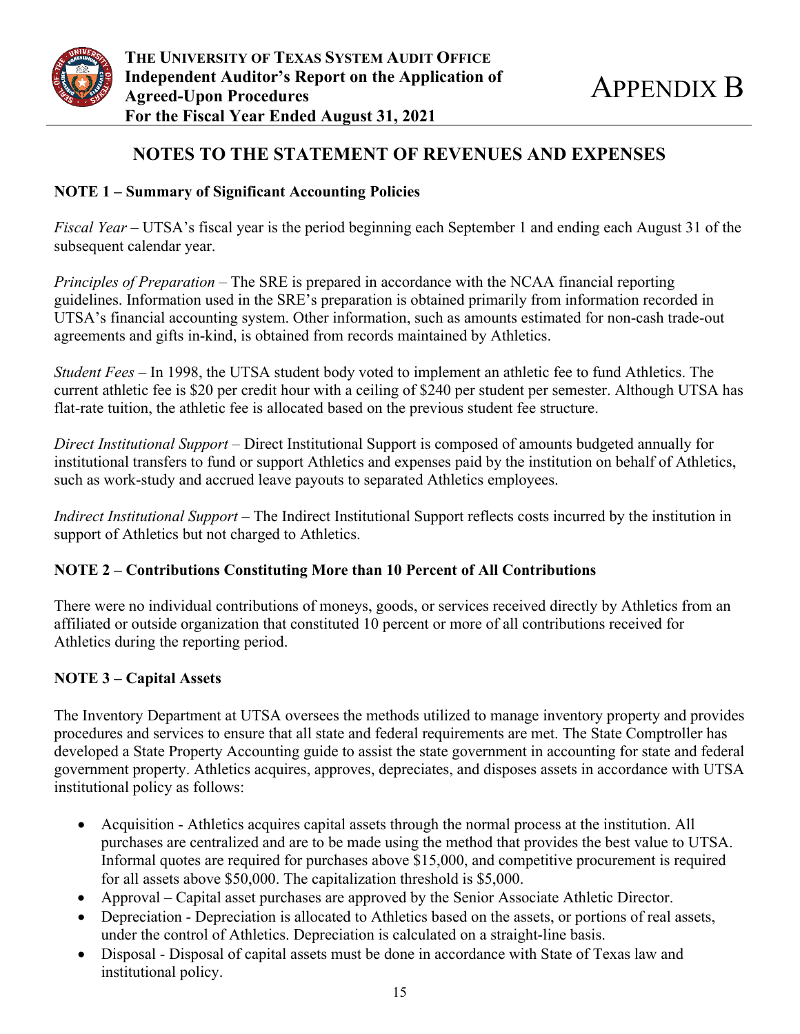## NOTES TO THE STATEMENT OF REVENUES AND EXPENSES

### NOTE 1 – Summary of Significant Accounting Policies

*Fiscal Year* – UTSA's fiscal year is the period beginning each September 1 and ending each August 31 of the subsequent calendar year.

*Principles of Preparation* – The SRE is prepared in accordance with the NCAA financial reporting guidelines. Information used in the SRE's preparation is obtained primarily from information recorded in UTSA's financial accounting system. Other information, such as amounts estimated for non-cash trade-out agreements and gifts in-kind, is obtained from records maintained by Athletics.

*Student Fees* – In 1998, the UTSA student body voted to implement an athletic fee to fund Athletics. The current athletic fee is $20 per credit hour with a ceiling of $240 per student per semester. Although UTSA has flat-rate tuition, the athletic fee is allocated based on the previous student fee structure.

*Direct Institutional Support* – Direct Institutional Support is composed of amounts budgeted annually for institutional transfers to fund or support Athletics and expenses paid by the institution on behalf of Athletics, such as work-study and accrued leave payouts to separated Athletics employees.

*Indirect Institutional Support* – The Indirect Institutional Support reflects costs incurred by the institution in support of Athletics but not charged to Athletics.

### NOTE 2 – Contributions Constituting More than 10 Percent of All Contributions

There were no individual contributions of moneys, goods, or services received directly by Athletics from an affiliated or outside organization that constituted 10 percent or more of all contributions received for Athletics during the reporting period.

### NOTE 3 – Capital Assets

The Inventory Department at UTSA oversees the methods utilized to manage inventory property and provides procedures and services to ensure that all state and federal requirements are met. The State Comptroller has developed a State Property Accounting guide to assist the state government in accounting for state and federal government property. Athletics acquires, approves, depreciates, and disposes assets in accordance with UTSA institutional policy as follows:

- Acquisition - Athletics acquires capital assets through the normal process at the institution. All purchases are centralized and are to be made using the method that provides the best value to UTSA. Informal quotes are required for purchases above $15,000, and competitive procurement is required for all assets above $50,000. The capitalization threshold is $5,000.
- Approval – Capital asset purchases are approved by the Senior Associate Athletic Director.
- Depreciation - Depreciation is allocated to Athletics based on the assets, or portions of real assets, under the control of Athletics. Depreciation is calculated on a straight-line basis.
- Disposal - Disposal of capital assets must be done in accordance with State of Texas law and institutional policy.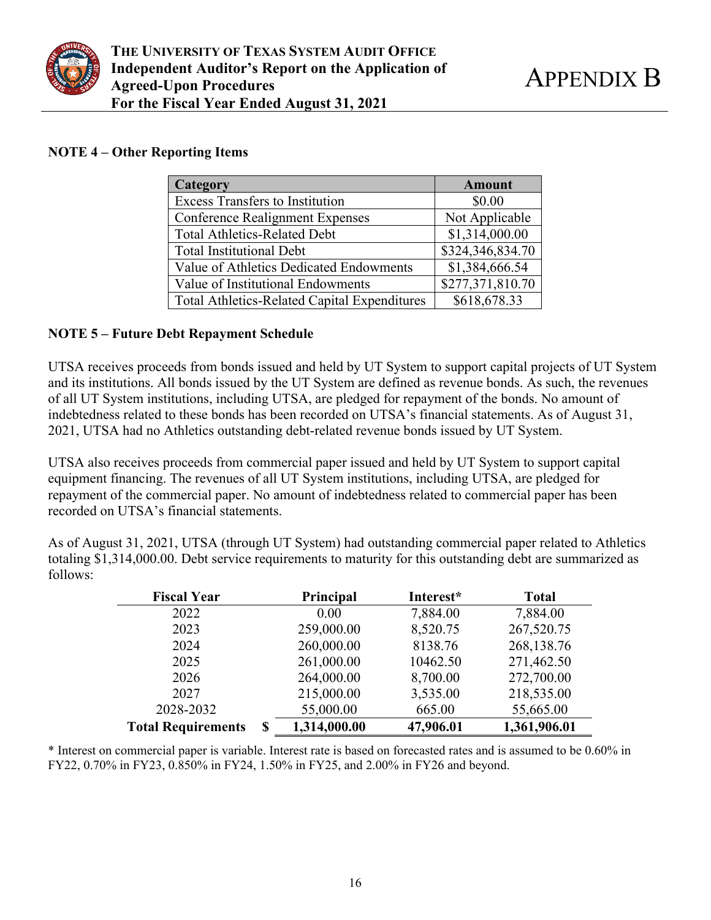## NOTE 4 – Other Reporting Items

| Category | Amount |
|---|---|
| Excess Transfers to Institution | $0.00 |
| Conference Realignment Expenses | Not Applicable |
| Total Athletics-Related Debt | $1,314,000.00 |
| Total Institutional Debt | $324,346,834.70 |
| Value of Athletics Dedicated Endowments | $1,384,666.54 |
| Value of Institutional Endowments | $277,371,810.70 |
| Total Athletics-Related Capital Expenditures | $618,678.33 |

## NOTE 5 – Future Debt Repayment Schedule

UTSA receives proceeds from bonds issued and held by UT System to support capital projects of UT System and its institutions. All bonds issued by the UT System are defined as revenue bonds. As such, the revenues of all UT System institutions, including UTSA, are pledged for repayment of the bonds. No amount of indebtedness related to these bonds has been recorded on UTSA's financial statements. As of August 31, 2021, UTSA had no Athletics outstanding debt-related revenue bonds issued by UT System.

UTSA also receives proceeds from commercial paper issued and held by UT System to support capital equipment financing. The revenues of all UT System institutions, including UTSA, are pledged for repayment of the commercial paper. No amount of indebtedness related to commercial paper has been recorded on UTSA's financial statements.

As of August 31, 2021, UTSA (through UT System) had outstanding commercial paper related to Athletics totaling $1,314,000.00. Debt service requirements to maturity for this outstanding debt are summarized as follows:

| Fiscal Year | Principal | Interest* | Total |
|---|---|---|---|
| 2022 | 0.00 | 7,884.00 | 7,884.00 |
| 2023 | 259,000.00 | 8,520.75 | 267,520.75 |
| 2024 | 260,000.00 | 8138.76 | 268,138.76 |
| 2025 | 261,000.00 | 10462.50 | 271,462.50 |
| 2026 | 264,000.00 | 8,700.00 | 272,700.00 |
| 2027 | 215,000.00 | 3,535.00 | 218,535.00 |
| 2028-2032 | 55,000.00 | 665.00 | 55,665.00 |
| **Total Requirements** | **$ 1,314,000.00** | **47,906.01** | **1,361,906.01** |

\* Interest on commercial paper is variable. Interest rate is based on forecasted rates and is assumed to be 0.60% in FY22, 0.70% in FY23, 0.850% in FY24, 1.50% in FY25, and 2.00% in FY26 and beyond.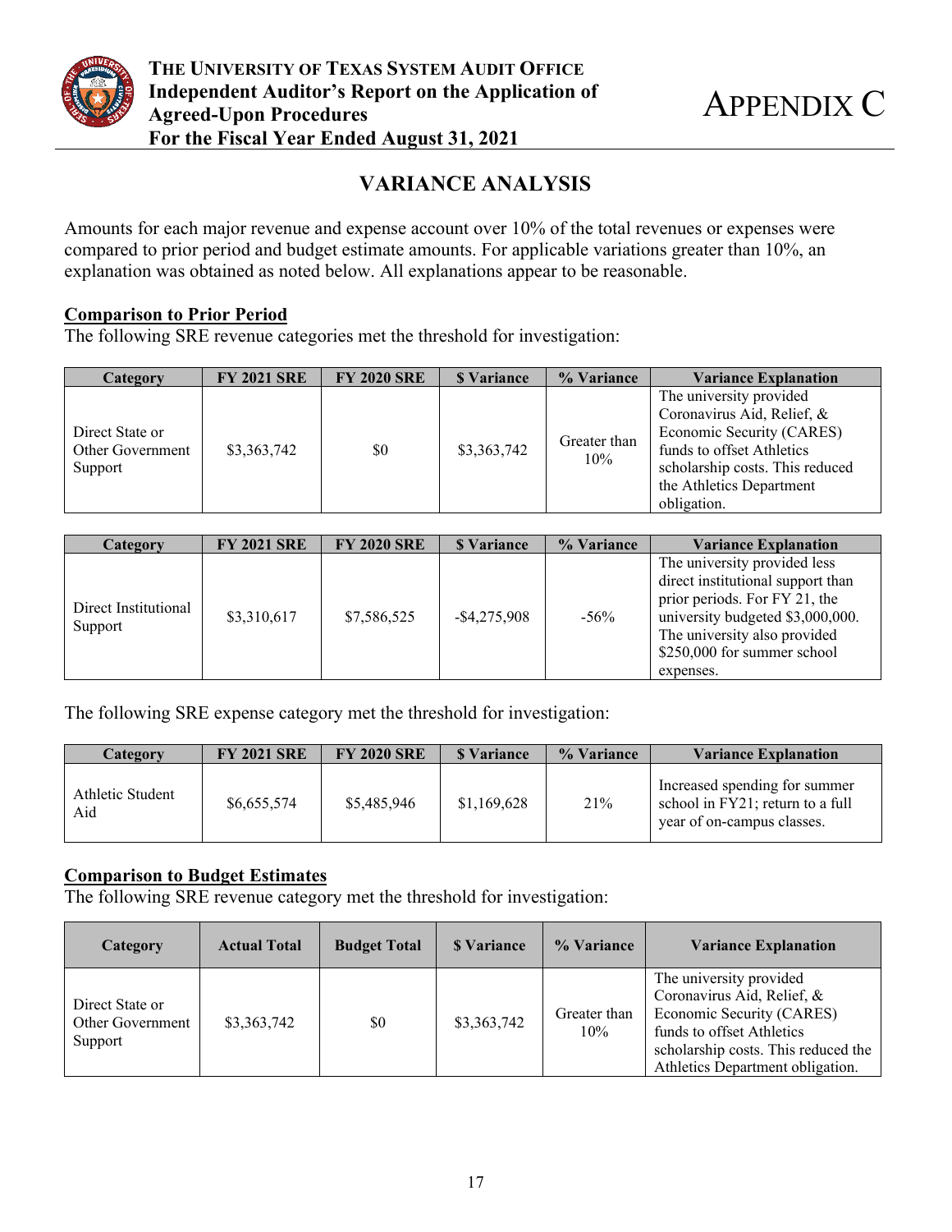# APPENDIX C

## VARIANCE ANALYSIS

Amounts for each major revenue and expense account over 10% of the total revenues or expenses were compared to prior period and budget estimate amounts. For applicable variations greater than 10%, an explanation was obtained as noted below. All explanations appear to be reasonable.

### Comparison to Prior Period

The following SRE revenue categories met the threshold for investigation:

| Category | FY 2021 SRE | FY 2020 SRE | $ Variance | % Variance | Variance Explanation |
|---|---|---|---|---|---|
| Direct State or Other Government Support | $3,363,742 | $0 | $3,363,742 | Greater than 10% | The university provided Coronavirus Aid, Relief, & Economic Security (CARES) funds to offset Athletics scholarship costs. This reduced the Athletics Department obligation. |

| Category | FY 2021 SRE | FY 2020 SRE | $ Variance | % Variance | Variance Explanation |
|---|---|---|---|---|---|
| Direct Institutional Support | $3,310,617 | $7,586,525 | -$4,275,908 | -56% | The university provided less direct institutional support than prior periods. For FY 21, the university budgeted $3,000,000. The university also provided $250,000 for summer school expenses. |

The following SRE expense category met the threshold for investigation:

| Category | FY 2021 SRE | FY 2020 SRE | $ Variance | % Variance | Variance Explanation |
|---|---|---|---|---|---|
| Athletic Student Aid | $6,655,574 | $5,485,946 | $1,169,628 | 21% | Increased spending for summer school in FY21; return to a full year of on-campus classes. |

### Comparison to Budget Estimates

The following SRE revenue category met the threshold for investigation:

| Category | Actual Total | Budget Total | $ Variance | % Variance | Variance Explanation |
|---|---|---|---|---|---|
| Direct State or Other Government Support | $3,363,742 | $0 | $3,363,742 | Greater than 10% | The university provided Coronavirus Aid, Relief, & Economic Security (CARES) funds to offset Athletics scholarship costs. This reduced the Athletics Department obligation. |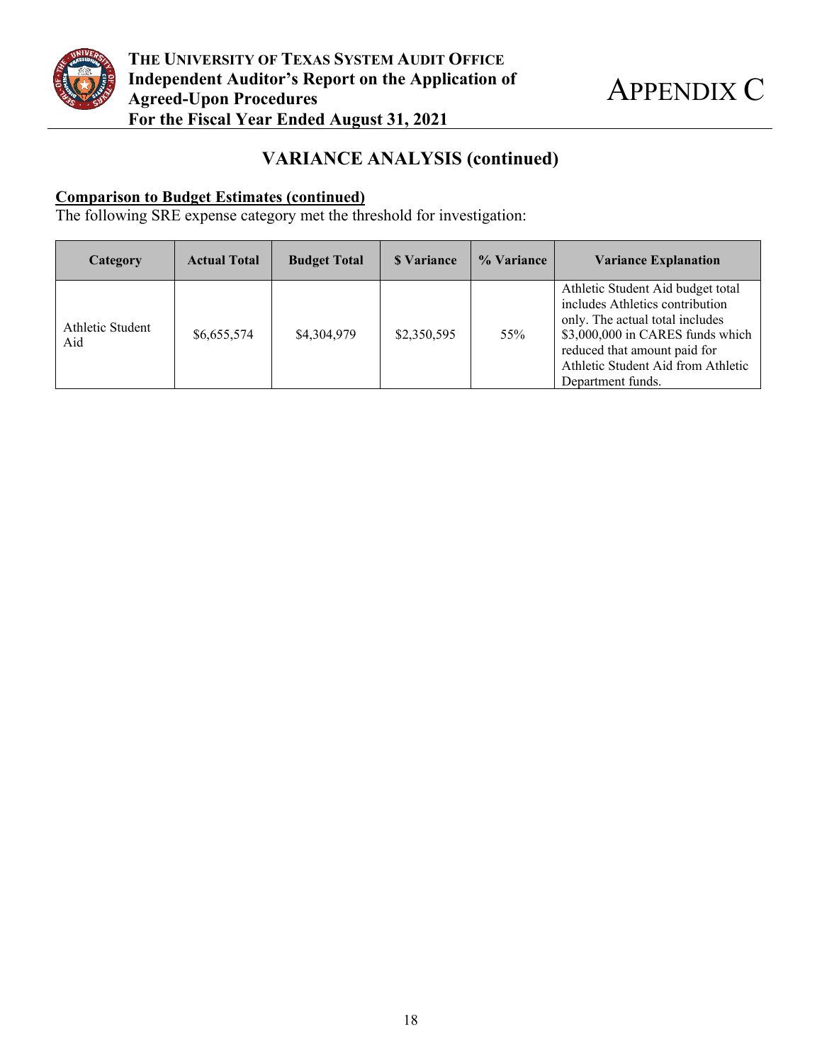## VARIANCE ANALYSIS (continued)

**Comparison to Budget Estimates (continued)**

The following SRE expense category met the threshold for investigation:

| Category | Actual Total | Budget Total | $ Variance | % Variance | Variance Explanation |
|---|---|---|---|---|---|
| Athletic Student Aid | $6,655,574 | $4,304,979 | $2,350,595 | 55% | Athletic Student Aid budget total includes Athletics contribution only. The actual total includes $3,000,000 in CARES funds which reduced that amount paid for Athletic Student Aid from Athletic Department funds. |